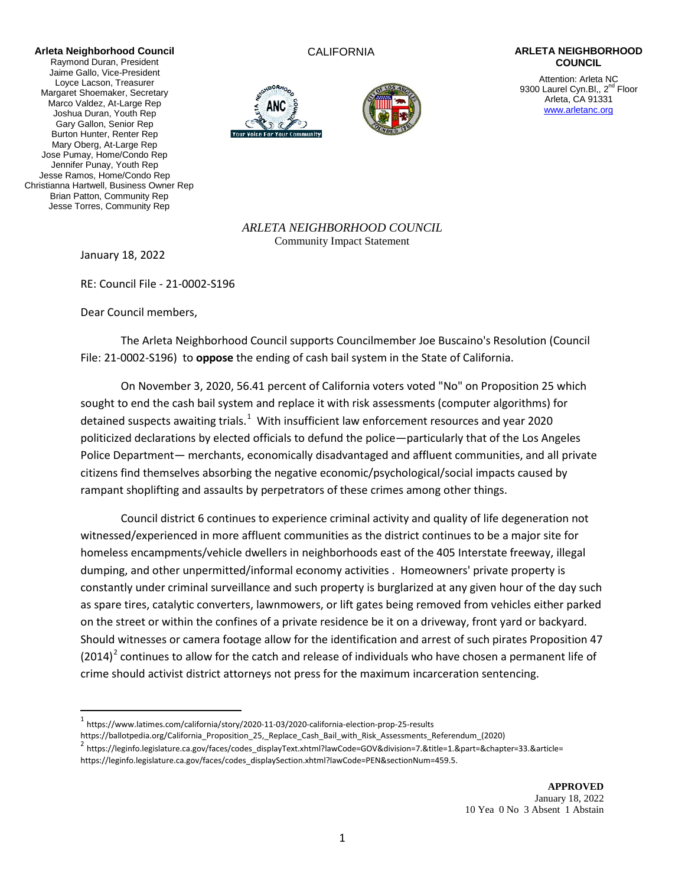**Arleta Neighborhood Council**
Raymond Duran, President
Jaime Gallo, Vice-President
Loyce Lacson, Treasurer
Margaret Shoemaker, Secretary
Marco Valdez, At-Large Rep
Joshua Duran, Youth Rep
Gary Gallon, Senior Rep
Burton Hunter, Renter Rep
Mary Oberg, At-Large Rep
Jose Pumay, Home/Condo Rep
Jennifer Punay, Youth Rep
Jesse Ramos, Home/Condo Rep
Christianna Hartwell, Business Owner Rep
Brian Patton, Community Rep
Jesse Torres, Community Rep

CALIFORNIA

**ARLETA NEIGHBORHOOD COUNCIL**

Attention: Arleta NC
9300 Laurel Cyn.Bl,, 2nd Floor
Arleta, CA 91331
www.arletanc.org

*ARLETA NEIGHBORHOOD COUNCIL*
Community Impact Statement

January 18, 2022

RE: Council File - 21-0002-S196

Dear Council members,

The Arleta Neighborhood Council supports Councilmember Joe Buscaino's Resolution (Council File: 21-0002-S196) to **oppose** the ending of cash bail system in the State of California.

On November 3, 2020, 56.41 percent of California voters voted "No" on Proposition 25 which sought to end the cash bail system and replace it with risk assessments (computer algorithms) for detained suspects awaiting trials.[1] With insufficient law enforcement resources and year 2020 politicized declarations by elected officials to defund the police—particularly that of the Los Angeles Police Department— merchants, economically disadvantaged and affluent communities, and all private citizens find themselves absorbing the negative economic/psychological/social impacts caused by rampant shoplifting and assaults by perpetrators of these crimes among other things.

Council district 6 continues to experience criminal activity and quality of life degeneration not witnessed/experienced in more affluent communities as the district continues to be a major site for homeless encampments/vehicle dwellers in neighborhoods east of the 405 Interstate freeway, illegal dumping, and other unpermitted/informal economy activities . Homeowners' private property is constantly under criminal surveillance and such property is burglarized at any given hour of the day such as spare tires, catalytic converters, lawnmowers, or lift gates being removed from vehicles either parked on the street or within the confines of a private residence be it on a driveway, front yard or backyard. Should witnesses or camera footage allow for the identification and arrest of such pirates Proposition 47 (2014)[2] continues to allow for the catch and release of individuals who have chosen a permanent life of crime should activist district attorneys not press for the maximum incarceration sentencing.

---

[1] https://www.latimes.com/california/story/2020-11-03/2020-california-election-prop-25-results
https://ballotpedia.org/California_Proposition_25,_Replace_Cash_Bail_with_Risk_Assessments_Referendum_(2020)

[2] https://leginfo.legislature.ca.gov/faces/codes_displayText.xhtml?lawCode=GOV&division=7.&title=1.&part=&chapter=33.&article=
https://leginfo.legislature.ca.gov/faces/codes_displaySection.xhtml?lawCode=PEN&sectionNum=459.5.

**APPROVED**
January 18, 2022
10 Yea 0 No 3 Absent 1 Abstain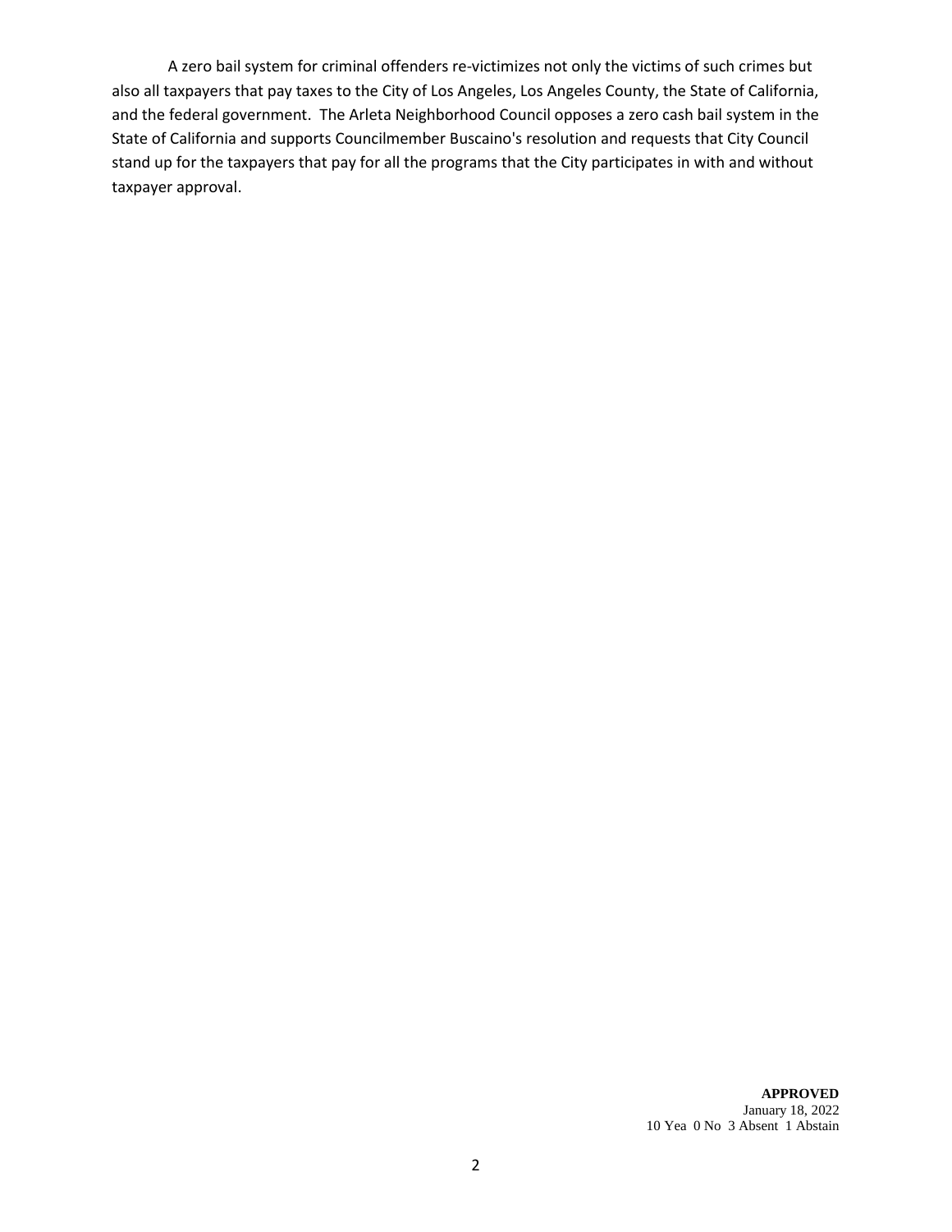A zero bail system for criminal offenders re-victimizes not only the victims of such crimes but also all taxpayers that pay taxes to the City of Los Angeles, Los Angeles County, the State of California, and the federal government. The Arleta Neighborhood Council opposes a zero cash bail system in the State of California and supports Councilmember Buscaino's resolution and requests that City Council stand up for the taxpayers that pay for all the programs that the City participates in with and without taxpayer approval.

**APPROVED**
January 18, 2022
10 Yea 0 No 3 Absent 1 Abstain